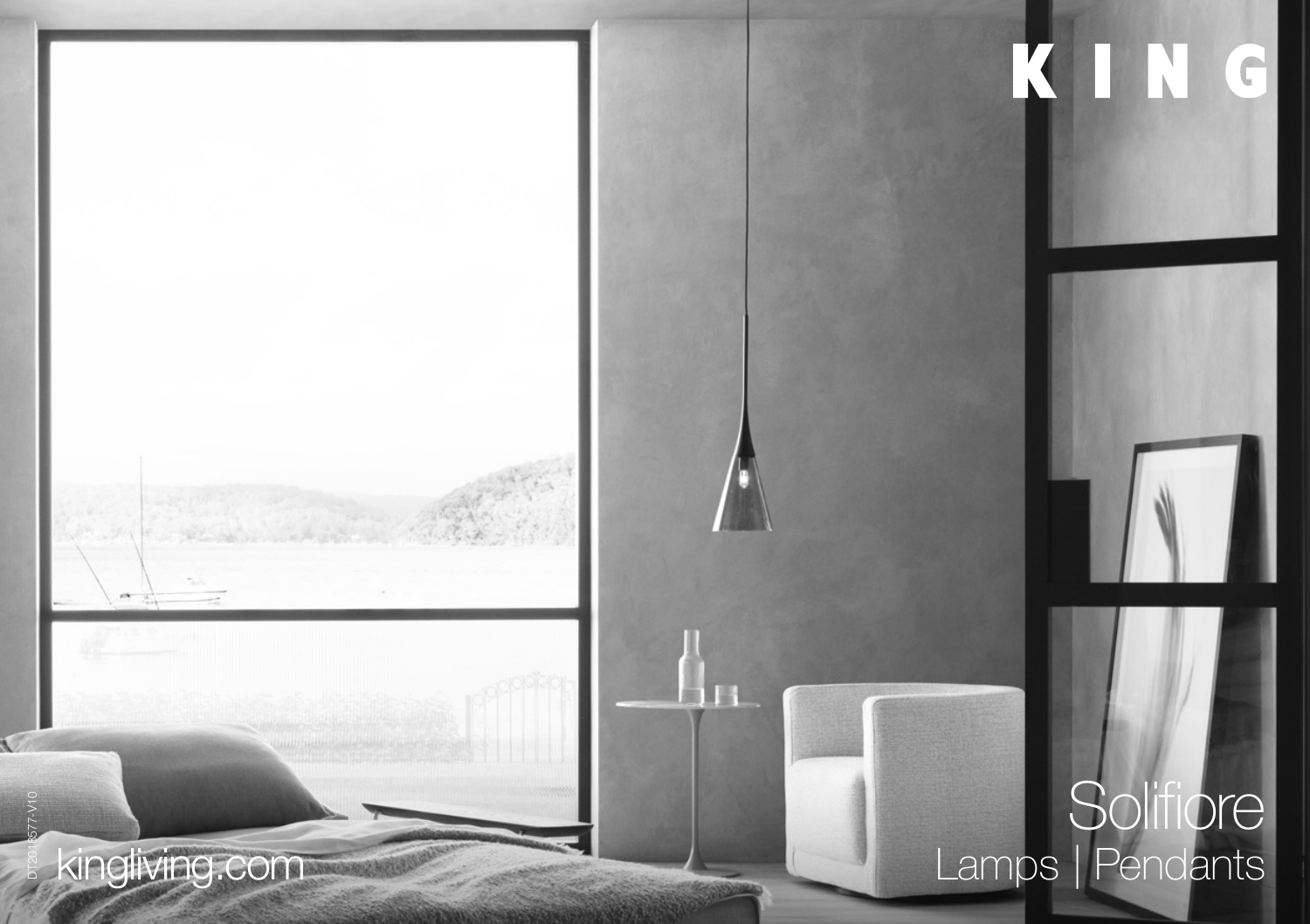# KING

# Solifiore

## Lamps | Pendants

kingliving.com

DT2018577-V10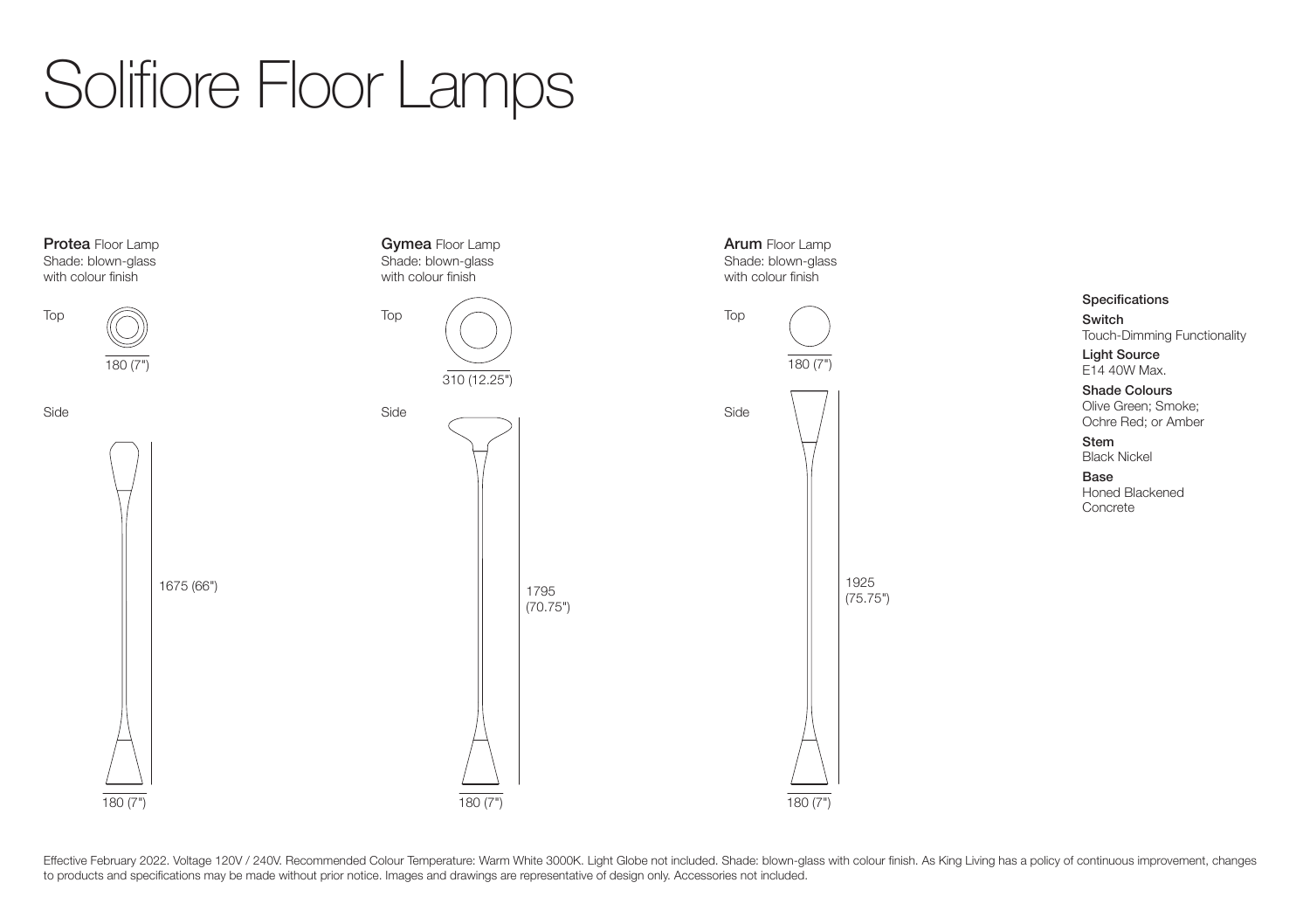# Solifiore Floor Lamps

**Protea** Floor Lamp
Shade: blown-glass with colour finish

Top

180 (7")

Side

1675 (66")

180 (7")

**Gymea** Floor Lamp
Shade: blown-glass with colour finish

Top

310 (12.25")

Side

1795 (70.75")

180 (7")

**Arum** Floor Lamp
Shade: blown-glass with colour finish

Top

180 (7")

Side

1925 (75.75")

180 (7")

**Specifications**

**Switch**
Touch-Dimming Functionality

**Light Source**
E14 40W Max.

**Shade Colours**
Olive Green; Smoke; Ochre Red; or Amber

**Stem**
Black Nickel

**Base**
Honed Blackened Concrete

Effective February 2022. Voltage 120V / 240V. Recommended Colour Temperature: Warm White 3000K. Light Globe not included. Shade: blown-glass with colour finish. As King Living has a policy of continuous improvement, changes to products and specifications may be made without prior notice. Images and drawings are representative of design only. Accessories not included.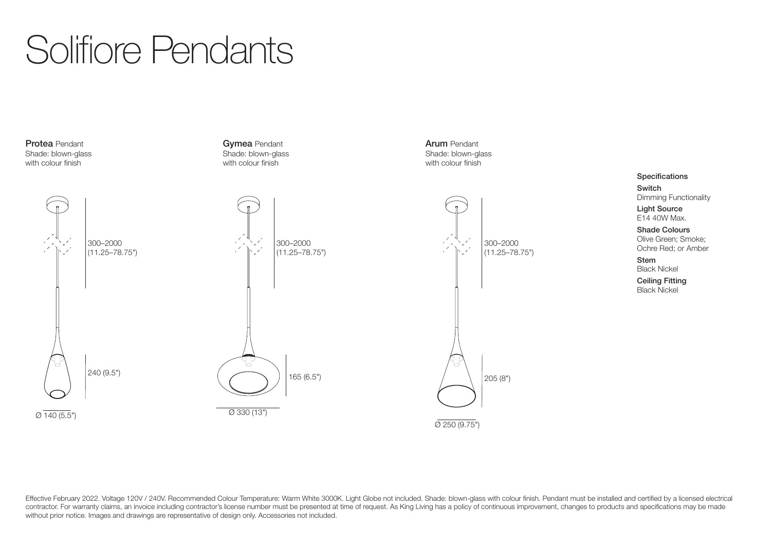# Solifiore Pendants

**Protea** Pendant
Shade: blown-glass with colour finish

300–2000 (11.25–78.75")

240 (9.5")

Ø 140 (5.5")

**Gymea** Pendant
Shade: blown-glass with colour finish

300–2000 (11.25–78.75")

165 (6.5")

Ø 330 (13")

**Arum** Pendant
Shade: blown-glass with colour finish

300–2000 (11.25–78.75")

205 (8")

Ø 250 (9.75")

**Specifications**

**Switch**
Dimming Functionality

**Light Source**
E14 40W Max.

**Shade Colours**
Olive Green; Smoke; Ochre Red; or Amber

**Stem**
Black Nickel

**Ceiling Fitting**
Black Nickel

Effective February 2022. Voltage 120V / 240V. Recommended Colour Temperature: Warm White 3000K. Light Globe not included. Shade: blown-glass with colour finish. Pendant must be installed and certified by a licensed electrical contractor. For warranty claims, an invoice including contractor's license number must be presented at time of request. As King Living has a policy of continuous improvement, changes to products and specifications may be made without prior notice. Images and drawings are representative of design only. Accessories not included.